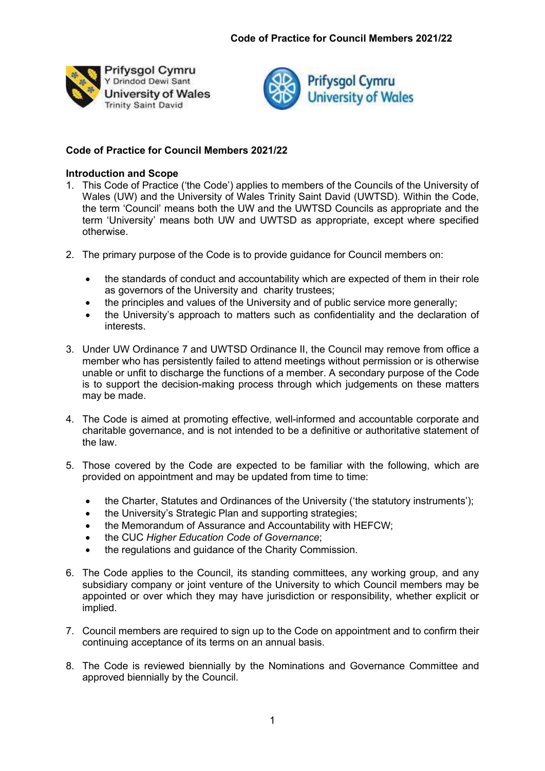# Code of Practice for Council Members 2021/22

## Introduction and Scope

1. This Code of Practice ('the Code') applies to members of the Councils of the University of Wales (UW) and the University of Wales Trinity Saint David (UWTSD). Within the Code, the term 'Council' means both the UW and the UWTSD Councils as appropriate and the term 'University' means both UW and UWTSD as appropriate, except where specified otherwise.

2. The primary purpose of the Code is to provide guidance for Council members on:

   - the standards of conduct and accountability which are expected of them in their role as governors of the University and charity trustees;
   - the principles and values of the University and of public service more generally;
   - the University's approach to matters such as confidentiality and the declaration of interests.

3. Under UW Ordinance 7 and UWTSD Ordinance II, the Council may remove from office a member who has persistently failed to attend meetings without permission or is otherwise unable or unfit to discharge the functions of a member. A secondary purpose of the Code is to support the decision-making process through which judgements on these matters may be made.

4. The Code is aimed at promoting effective, well-informed and accountable corporate and charitable governance, and is not intended to be a definitive or authoritative statement of the law.

5. Those covered by the Code are expected to be familiar with the following, which are provided on appointment and may be updated from time to time:

   - the Charter, Statutes and Ordinances of the University ('the statutory instruments');
   - the University's Strategic Plan and supporting strategies;
   - the Memorandum of Assurance and Accountability with HEFCW;
   - the CUC *Higher Education Code of Governance*;
   - the regulations and guidance of the Charity Commission.

6. The Code applies to the Council, its standing committees, any working group, and any subsidiary company or joint venture of the University to which Council members may be appointed or over which they may have jurisdiction or responsibility, whether explicit or implied.

7. Council members are required to sign up to the Code on appointment and to confirm their continuing acceptance of its terms on an annual basis.

8. The Code is reviewed biennially by the Nominations and Governance Committee and approved biennially by the Council.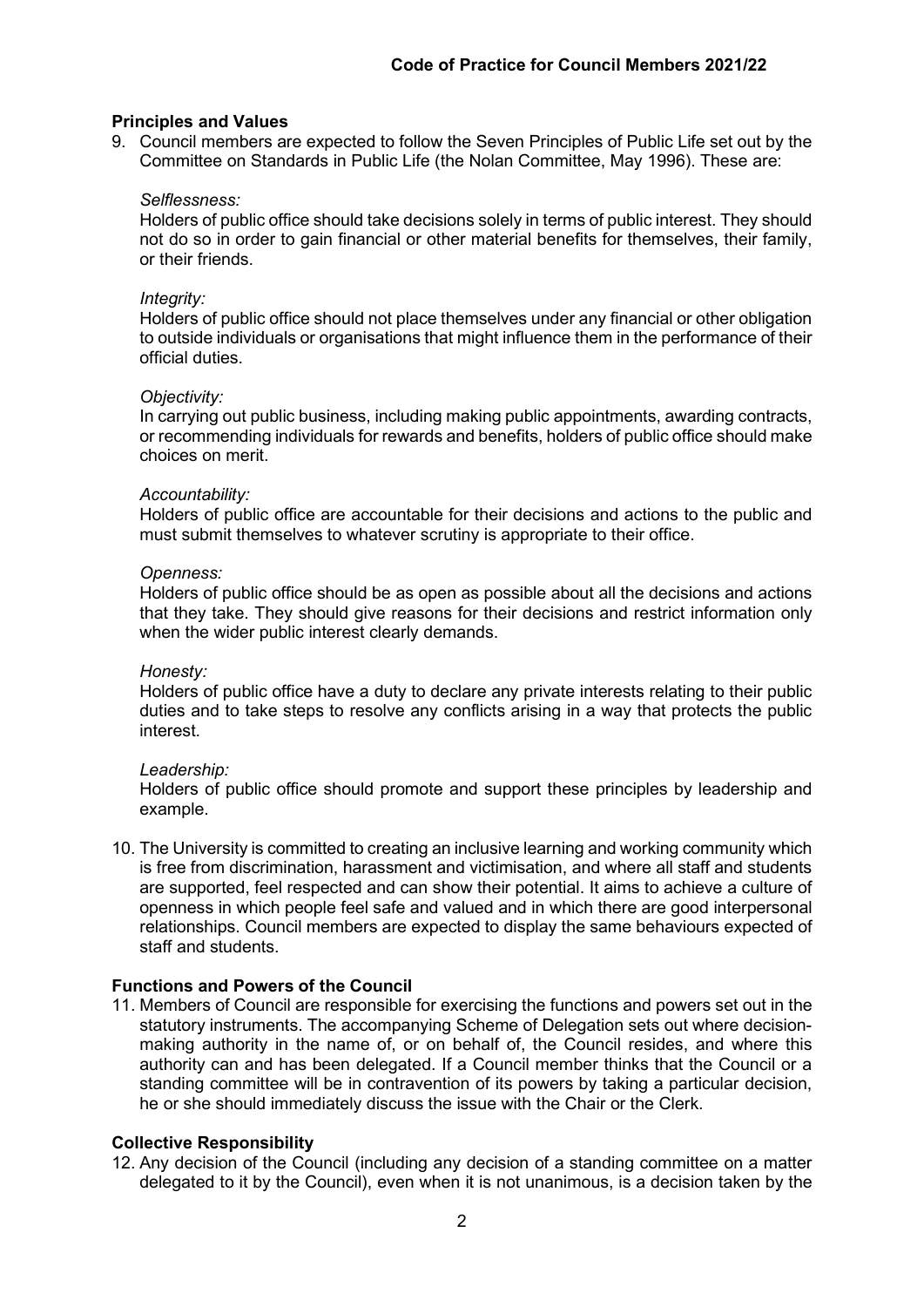## Principles and Values

9. Council members are expected to follow the Seven Principles of Public Life set out by the Committee on Standards in Public Life (the Nolan Committee, May 1996). These are:

   *Selflessness:*
   Holders of public office should take decisions solely in terms of public interest. They should not do so in order to gain financial or other material benefits for themselves, their family, or their friends.

   *Integrity:*
   Holders of public office should not place themselves under any financial or other obligation to outside individuals or organisations that might influence them in the performance of their official duties.

   *Objectivity:*
   In carrying out public business, including making public appointments, awarding contracts, or recommending individuals for rewards and benefits, holders of public office should make choices on merit.

   *Accountability:*
   Holders of public office are accountable for their decisions and actions to the public and must submit themselves to whatever scrutiny is appropriate to their office.

   *Openness:*
   Holders of public office should be as open as possible about all the decisions and actions that they take. They should give reasons for their decisions and restrict information only when the wider public interest clearly demands.

   *Honesty:*
   Holders of public office have a duty to declare any private interests relating to their public duties and to take steps to resolve any conflicts arising in a way that protects the public interest.

   *Leadership:*
   Holders of public office should promote and support these principles by leadership and example.

10. The University is committed to creating an inclusive learning and working community which is free from discrimination, harassment and victimisation, and where all staff and students are supported, feel respected and can show their potential. It aims to achieve a culture of openness in which people feel safe and valued and in which there are good interpersonal relationships. Council members are expected to display the same behaviours expected of staff and students.

## Functions and Powers of the Council

11. Members of Council are responsible for exercising the functions and powers set out in the statutory instruments. The accompanying Scheme of Delegation sets out where decision-making authority in the name of, or on behalf of, the Council resides, and where this authority can and has been delegated. If a Council member thinks that the Council or a standing committee will be in contravention of its powers by taking a particular decision, he or she should immediately discuss the issue with the Chair or the Clerk.

## Collective Responsibility

12. Any decision of the Council (including any decision of a standing committee on a matter delegated to it by the Council), even when it is not unanimous, is a decision taken by the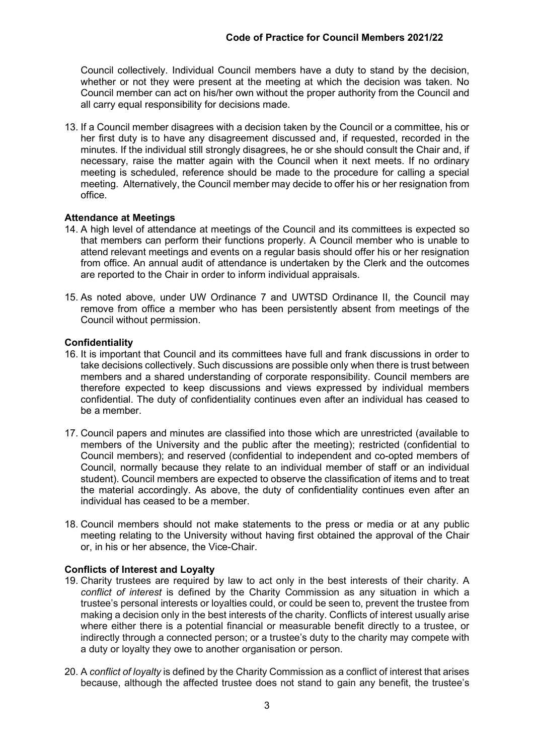Council collectively. Individual Council members have a duty to stand by the decision, whether or not they were present at the meeting at which the decision was taken. No Council member can act on his/her own without the proper authority from the Council and all carry equal responsibility for decisions made.

13. If a Council member disagrees with a decision taken by the Council or a committee, his or her first duty is to have any disagreement discussed and, if requested, recorded in the minutes. If the individual still strongly disagrees, he or she should consult the Chair and, if necessary, raise the matter again with the Council when it next meets. If no ordinary meeting is scheduled, reference should be made to the procedure for calling a special meeting. Alternatively, the Council member may decide to offer his or her resignation from office.

**Attendance at Meetings**

14. A high level of attendance at meetings of the Council and its committees is expected so that members can perform their functions properly. A Council member who is unable to attend relevant meetings and events on a regular basis should offer his or her resignation from office. An annual audit of attendance is undertaken by the Clerk and the outcomes are reported to the Chair in order to inform individual appraisals.

15. As noted above, under UW Ordinance 7 and UWTSD Ordinance II, the Council may remove from office a member who has been persistently absent from meetings of the Council without permission.

**Confidentiality**

16. It is important that Council and its committees have full and frank discussions in order to take decisions collectively. Such discussions are possible only when there is trust between members and a shared understanding of corporate responsibility. Council members are therefore expected to keep discussions and views expressed by individual members confidential. The duty of confidentiality continues even after an individual has ceased to be a member.

17. Council papers and minutes are classified into those which are unrestricted (available to members of the University and the public after the meeting); restricted (confidential to Council members); and reserved (confidential to independent and co-opted members of Council, normally because they relate to an individual member of staff or an individual student). Council members are expected to observe the classification of items and to treat the material accordingly. As above, the duty of confidentiality continues even after an individual has ceased to be a member.

18. Council members should not make statements to the press or media or at any public meeting relating to the University without having first obtained the approval of the Chair or, in his or her absence, the Vice-Chair.

**Conflicts of Interest and Loyalty**

19. Charity trustees are required by law to act only in the best interests of their charity. A *conflict of interest* is defined by the Charity Commission as any situation in which a trustee's personal interests or loyalties could, or could be seen to, prevent the trustee from making a decision only in the best interests of the charity. Conflicts of interest usually arise where either there is a potential financial or measurable benefit directly to a trustee, or indirectly through a connected person; or a trustee's duty to the charity may compete with a duty or loyalty they owe to another organisation or person.

20. A *conflict of loyalty* is defined by the Charity Commission as a conflict of interest that arises because, although the affected trustee does not stand to gain any benefit, the trustee's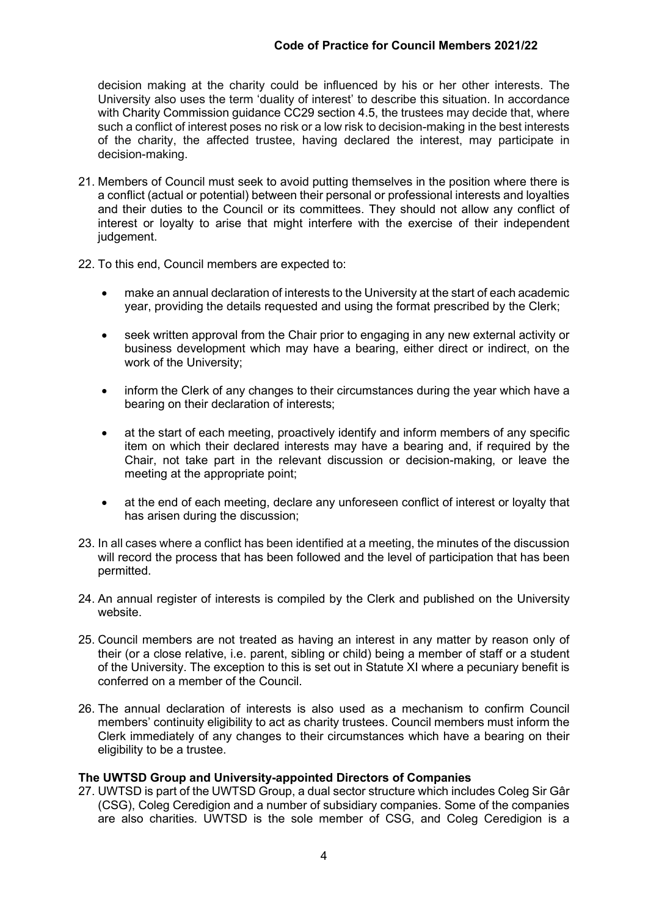decision making at the charity could be influenced by his or her other interests. The University also uses the term 'duality of interest' to describe this situation. In accordance with Charity Commission guidance CC29 section 4.5, the trustees may decide that, where such a conflict of interest poses no risk or a low risk to decision-making in the best interests of the charity, the affected trustee, having declared the interest, may participate in decision-making.

21. Members of Council must seek to avoid putting themselves in the position where there is a conflict (actual or potential) between their personal or professional interests and loyalties and their duties to the Council or its committees. They should not allow any conflict of interest or loyalty to arise that might interfere with the exercise of their independent judgement.

22. To this end, Council members are expected to:

    - make an annual declaration of interests to the University at the start of each academic year, providing the details requested and using the format prescribed by the Clerk;

    - seek written approval from the Chair prior to engaging in any new external activity or business development which may have a bearing, either direct or indirect, on the work of the University;

    - inform the Clerk of any changes to their circumstances during the year which have a bearing on their declaration of interests;

    - at the start of each meeting, proactively identify and inform members of any specific item on which their declared interests may have a bearing and, if required by the Chair, not take part in the relevant discussion or decision-making, or leave the meeting at the appropriate point;

    - at the end of each meeting, declare any unforeseen conflict of interest or loyalty that has arisen during the discussion;

23. In all cases where a conflict has been identified at a meeting, the minutes of the discussion will record the process that has been followed and the level of participation that has been permitted.

24. An annual register of interests is compiled by the Clerk and published on the University website.

25. Council members are not treated as having an interest in any matter by reason only of their (or a close relative, i.e. parent, sibling or child) being a member of staff or a student of the University. The exception to this is set out in Statute XI where a pecuniary benefit is conferred on a member of the Council.

26. The annual declaration of interests is also used as a mechanism to confirm Council members' continuity eligibility to act as charity trustees. Council members must inform the Clerk immediately of any changes to their circumstances which have a bearing on their eligibility to be a trustee.

**The UWTSD Group and University-appointed Directors of Companies**

27. UWTSD is part of the UWTSD Group, a dual sector structure which includes Coleg Sir Gâr (CSG), Coleg Ceredigion and a number of subsidiary companies. Some of the companies are also charities. UWTSD is the sole member of CSG, and Coleg Ceredigion is a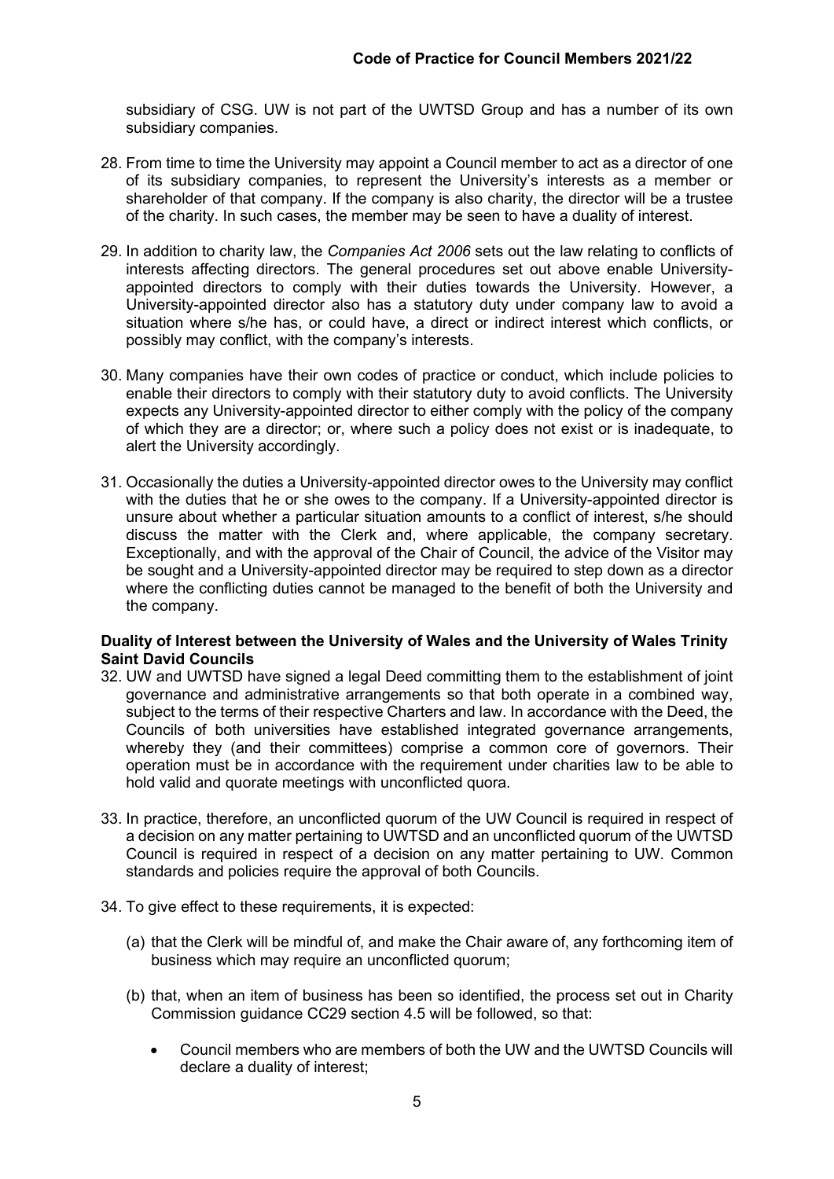subsidiary of CSG. UW is not part of the UWTSD Group and has a number of its own subsidiary companies.

28. From time to time the University may appoint a Council member to act as a director of one of its subsidiary companies, to represent the University's interests as a member or shareholder of that company. If the company is also charity, the director will be a trustee of the charity. In such cases, the member may be seen to have a duality of interest.

29. In addition to charity law, the *Companies Act 2006* sets out the law relating to conflicts of interests affecting directors. The general procedures set out above enable University-appointed directors to comply with their duties towards the University. However, a University-appointed director also has a statutory duty under company law to avoid a situation where s/he has, or could have, a direct or indirect interest which conflicts, or possibly may conflict, with the company's interests.

30. Many companies have their own codes of practice or conduct, which include policies to enable their directors to comply with their statutory duty to avoid conflicts. The University expects any University-appointed director to either comply with the policy of the company of which they are a director; or, where such a policy does not exist or is inadequate, to alert the University accordingly.

31. Occasionally the duties a University-appointed director owes to the University may conflict with the duties that he or she owes to the company. If a University-appointed director is unsure about whether a particular situation amounts to a conflict of interest, s/he should discuss the matter with the Clerk and, where applicable, the company secretary. Exceptionally, and with the approval of the Chair of Council, the advice of the Visitor may be sought and a University-appointed director may be required to step down as a director where the conflicting duties cannot be managed to the benefit of both the University and the company.

**Duality of Interest between the University of Wales and the University of Wales Trinity Saint David Councils**

32. UW and UWTSD have signed a legal Deed committing them to the establishment of joint governance and administrative arrangements so that both operate in a combined way, subject to the terms of their respective Charters and law. In accordance with the Deed, the Councils of both universities have established integrated governance arrangements, whereby they (and their committees) comprise a common core of governors. Their operation must be in accordance with the requirement under charities law to be able to hold valid and quorate meetings with unconflicted quora.

33. In practice, therefore, an unconflicted quorum of the UW Council is required in respect of a decision on any matter pertaining to UWTSD and an unconflicted quorum of the UWTSD Council is required in respect of a decision on any matter pertaining to UW. Common standards and policies require the approval of both Councils.

34. To give effect to these requirements, it is expected:

    (a) that the Clerk will be mindful of, and make the Chair aware of, any forthcoming item of business which may require an unconflicted quorum;

    (b) that, when an item of business has been so identified, the process set out in Charity Commission guidance CC29 section 4.5 will be followed, so that:

    - Council members who are members of both the UW and the UWTSD Councils will declare a duality of interest;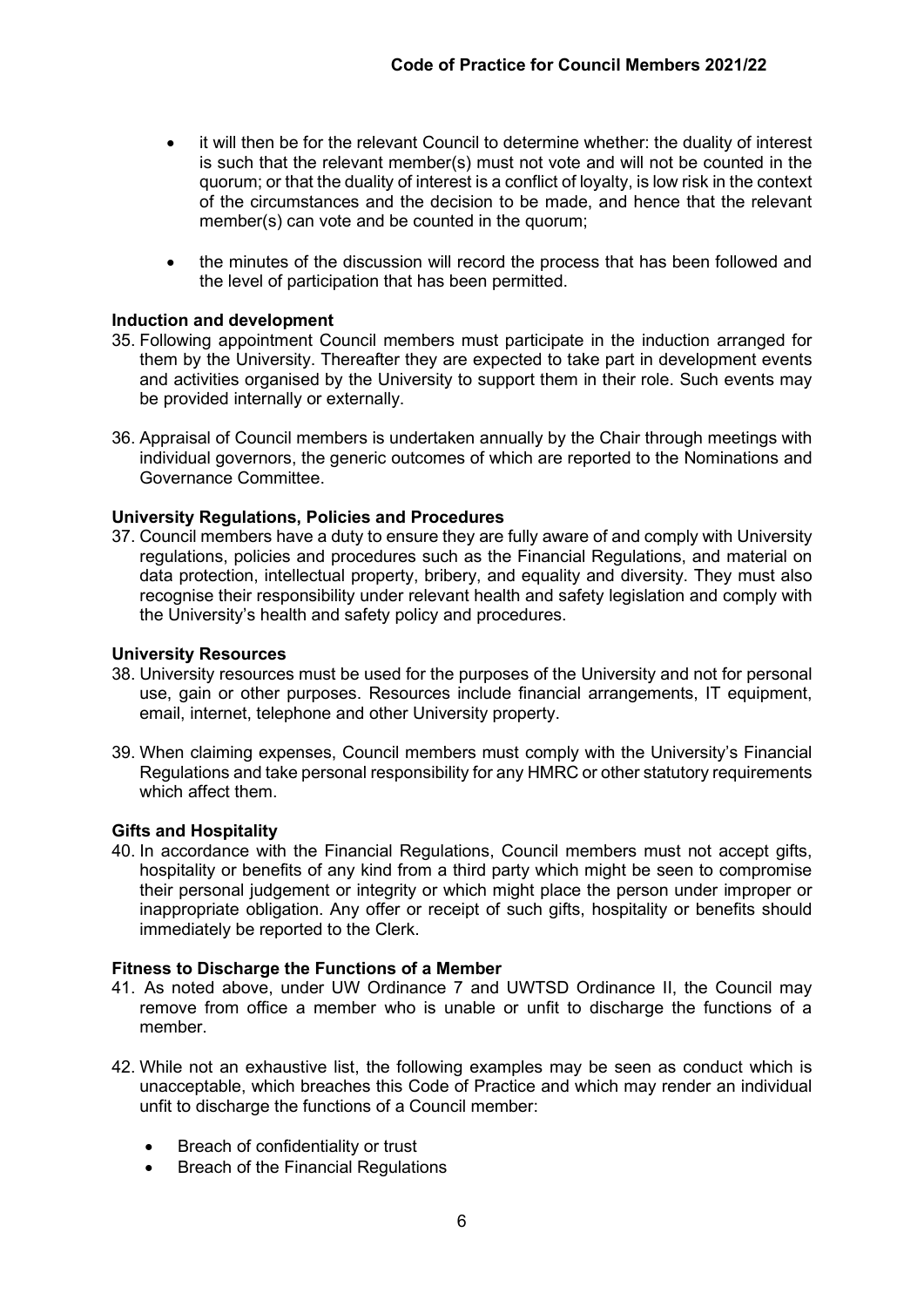- it will then be for the relevant Council to determine whether: the duality of interest is such that the relevant member(s) must not vote and will not be counted in the quorum; or that the duality of interest is a conflict of loyalty, is low risk in the context of the circumstances and the decision to be made, and hence that the relevant member(s) can vote and be counted in the quorum;
- the minutes of the discussion will record the process that has been followed and the level of participation that has been permitted.

**Induction and development**

35. Following appointment Council members must participate in the induction arranged for them by the University. Thereafter they are expected to take part in development events and activities organised by the University to support them in their role. Such events may be provided internally or externally.

36. Appraisal of Council members is undertaken annually by the Chair through meetings with individual governors, the generic outcomes of which are reported to the Nominations and Governance Committee.

**University Regulations, Policies and Procedures**

37. Council members have a duty to ensure they are fully aware of and comply with University regulations, policies and procedures such as the Financial Regulations, and material on data protection, intellectual property, bribery, and equality and diversity. They must also recognise their responsibility under relevant health and safety legislation and comply with the University's health and safety policy and procedures.

**University Resources**

38. University resources must be used for the purposes of the University and not for personal use, gain or other purposes. Resources include financial arrangements, IT equipment, email, internet, telephone and other University property.

39. When claiming expenses, Council members must comply with the University's Financial Regulations and take personal responsibility for any HMRC or other statutory requirements which affect them.

**Gifts and Hospitality**

40. In accordance with the Financial Regulations, Council members must not accept gifts, hospitality or benefits of any kind from a third party which might be seen to compromise their personal judgement or integrity or which might place the person under improper or inappropriate obligation. Any offer or receipt of such gifts, hospitality or benefits should immediately be reported to the Clerk.

**Fitness to Discharge the Functions of a Member**

41. As noted above, under UW Ordinance 7 and UWTSD Ordinance II, the Council may remove from office a member who is unable or unfit to discharge the functions of a member.

42. While not an exhaustive list, the following examples may be seen as conduct which is unacceptable, which breaches this Code of Practice and which may render an individual unfit to discharge the functions of a Council member:

    - Breach of confidentiality or trust
    - Breach of the Financial Regulations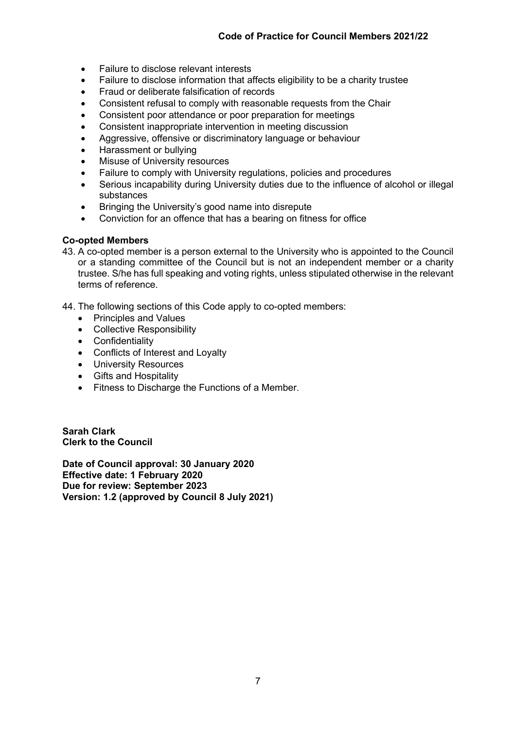- Failure to disclose relevant interests
- Failure to disclose information that affects eligibility to be a charity trustee
- Fraud or deliberate falsification of records
- Consistent refusal to comply with reasonable requests from the Chair
- Consistent poor attendance or poor preparation for meetings
- Consistent inappropriate intervention in meeting discussion
- Aggressive, offensive or discriminatory language or behaviour
- Harassment or bullying
- Misuse of University resources
- Failure to comply with University regulations, policies and procedures
- Serious incapability during University duties due to the influence of alcohol or illegal substances
- Bringing the University's good name into disrepute
- Conviction for an offence that has a bearing on fitness for office

**Co-opted Members**

43. A co-opted member is a person external to the University who is appointed to the Council or a standing committee of the Council but is not an independent member or a charity trustee. S/he has full speaking and voting rights, unless stipulated otherwise in the relevant terms of reference.

44. The following sections of this Code apply to co-opted members:
    - Principles and Values
    - Collective Responsibility
    - Confidentiality
    - Conflicts of Interest and Loyalty
    - University Resources
    - Gifts and Hospitality
    - Fitness to Discharge the Functions of a Member.

**Sarah Clark**
**Clerk to the Council**

**Date of Council approval: 30 January 2020**
**Effective date: 1 February 2020**
**Due for review: September 2023**
**Version: 1.2 (approved by Council 8 July 2021)**